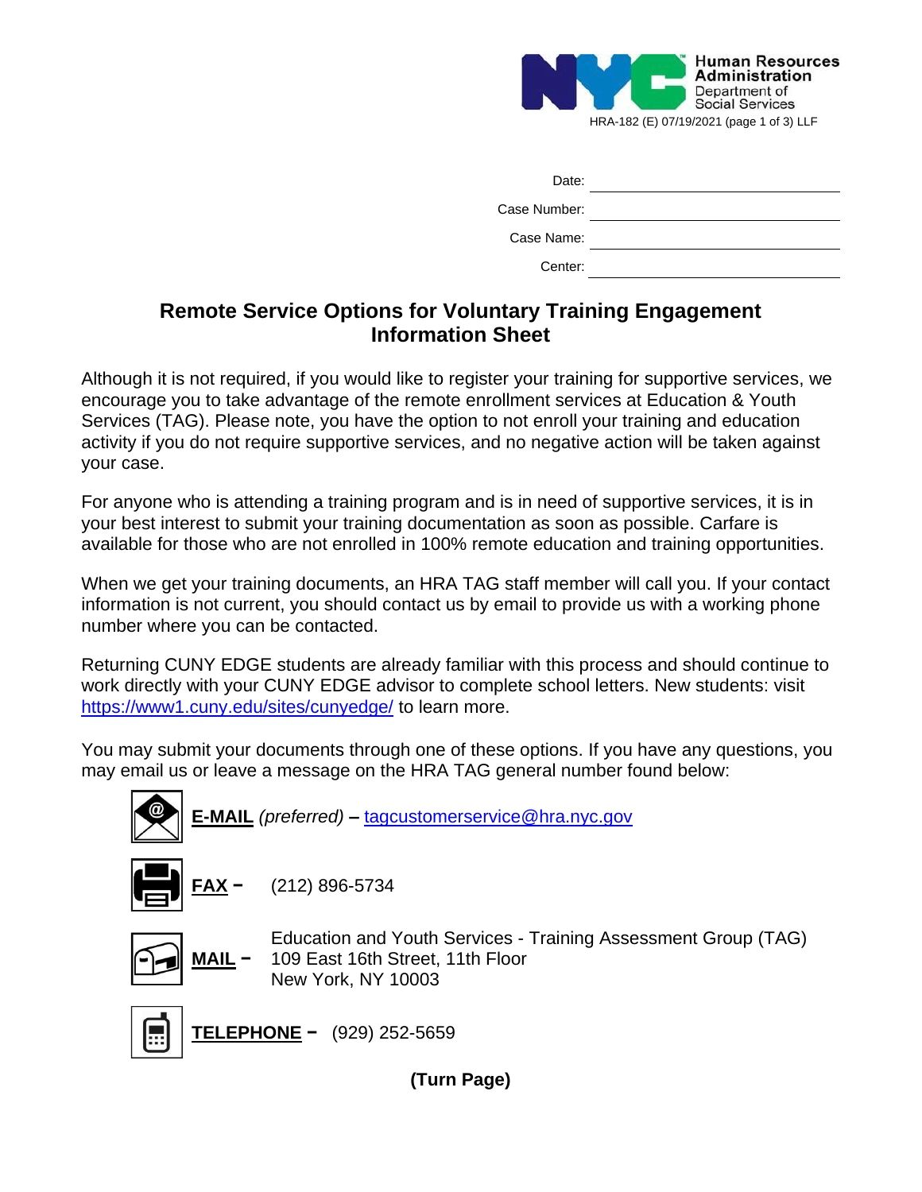Human Resources Administration
Department of Social Services

HRA-182 (E) 07/19/2021 (page 1 of 3) LLF

Date: ______________________

Case Number: ______________________

Case Name: ______________________

Center: ______________________

# Remote Service Options for Voluntary Training Engagement Information Sheet

Although it is not required, if you would like to register your training for supportive services, we encourage you to take advantage of the remote enrollment services at Education & Youth Services (TAG). Please note, you have the option to not enroll your training and education activity if you do not require supportive services, and no negative action will be taken against your case.

For anyone who is attending a training program and is in need of supportive services, it is in your best interest to submit your training documentation as soon as possible. Carfare is available for those who are not enrolled in 100% remote education and training opportunities.

When we get your training documents, an HRA TAG staff member will call you. If your contact information is not current, you should contact us by email to provide us with a working phone number where you can be contacted.

Returning CUNY EDGE students are already familiar with this process and should continue to work directly with your CUNY EDGE advisor to complete school letters. New students: visit https://www1.cuny.edu/sites/cunyedge/ to learn more.

You may submit your documents through one of these options. If you have any questions, you may email us or leave a message on the HRA TAG general number found below:

**E-MAIL** *(preferred)* **–** tagcustomerservice@hra.nyc.gov

**FAX –** (212) 896-5734

**MAIL –** Education and Youth Services - Training Assessment Group (TAG)
109 East 16th Street, 11th Floor
New York, NY 10003

**TELEPHONE –** (929) 252-5659

**(Turn Page)**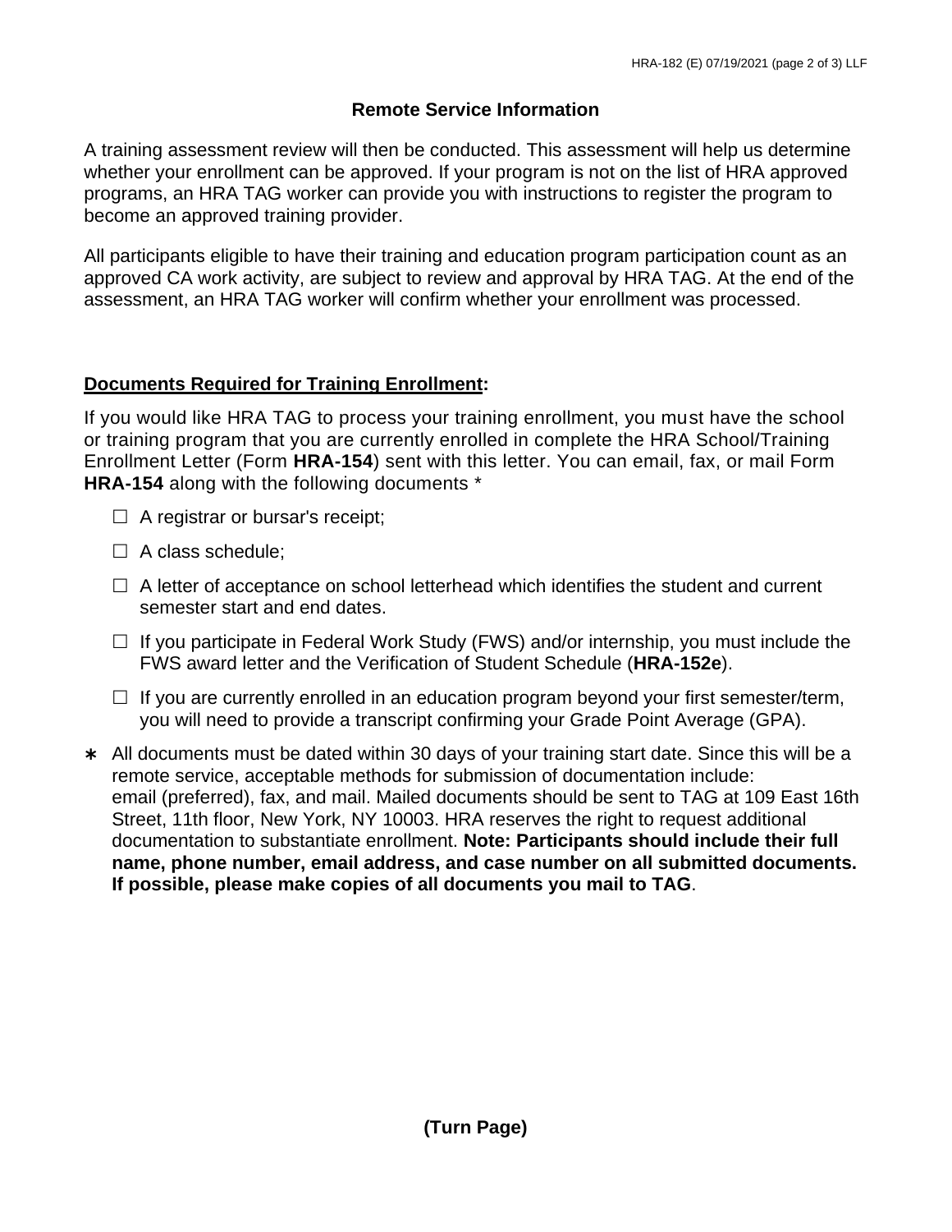## Remote Service Information

A training assessment review will then be conducted. This assessment will help us determine whether your enrollment can be approved. If your program is not on the list of HRA approved programs, an HRA TAG worker can provide you with instructions to register the program to become an approved training provider.

All participants eligible to have their training and education program participation count as an approved CA work activity, are subject to review and approval by HRA TAG. At the end of the assessment, an HRA TAG worker will confirm whether your enrollment was processed.

**Documents Required for Training Enrollment:**

If you would like HRA TAG to process your training enrollment, you must have the school or training program that you are currently enrolled in complete the HRA School/Training Enrollment Letter (Form **HRA-154**) sent with this letter. You can email, fax, or mail Form **HRA-154** along with the following documents *

- ☐ A registrar or bursar's receipt;
- ☐ A class schedule;
- ☐ A letter of acceptance on school letterhead which identifies the student and current semester start and end dates.
- ☐ If you participate in Federal Work Study (FWS) and/or internship, you must include the FWS award letter and the Verification of Student Schedule (**HRA-152e**).
- ☐ If you are currently enrolled in an education program beyond your first semester/term, you will need to provide a transcript confirming your Grade Point Average (GPA).

\* All documents must be dated within 30 days of your training start date. Since this will be a remote service, acceptable methods for submission of documentation include: email (preferred), fax, and mail. Mailed documents should be sent to TAG at 109 East 16th Street, 11th floor, New York, NY 10003. HRA reserves the right to request additional documentation to substantiate enrollment. **Note: Participants should include their full name, phone number, email address, and case number on all submitted documents. If possible, please make copies of all documents you mail to TAG**.

**(Turn Page)**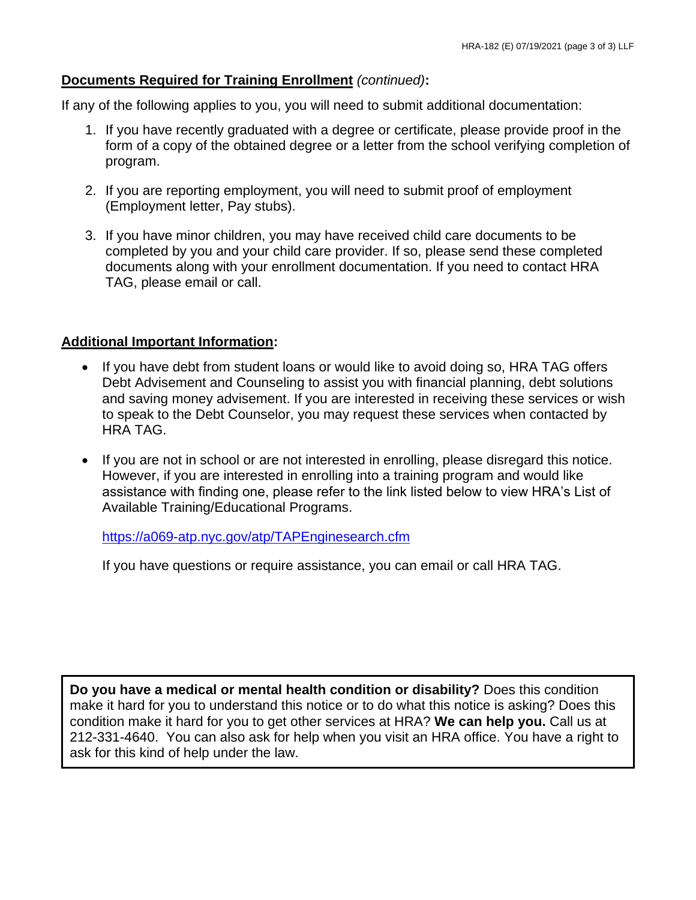**Documents Required for Training Enrollment** *(continued)*:

If any of the following applies to you, you will need to submit additional documentation:

1. If you have recently graduated with a degree or certificate, please provide proof in the form of a copy of the obtained degree or a letter from the school verifying completion of program.

2. If you are reporting employment, you will need to submit proof of employment (Employment letter, Pay stubs).

3. If you have minor children, you may have received child care documents to be completed by you and your child care provider. If so, please send these completed documents along with your enrollment documentation. If you need to contact HRA TAG, please email or call.

**Additional Important Information**:

- If you have debt from student loans or would like to avoid doing so, HRA TAG offers Debt Advisement and Counseling to assist you with financial planning, debt solutions and saving money advisement. If you are interested in receiving these services or wish to speak to the Debt Counselor, you may request these services when contacted by HRA TAG.

- If you are not in school or are not interested in enrolling, please disregard this notice. However, if you are interested in enrolling into a training program and would like assistance with finding one, please refer to the link listed below to view HRA's List of Available Training/Educational Programs.

  https://a069-atp.nyc.gov/atp/TAPEnginesearch.cfm

  If you have questions or require assistance, you can email or call HRA TAG.

**Do you have a medical or mental health condition or disability?** Does this condition make it hard for you to understand this notice or to do what this notice is asking? Does this condition make it hard for you to get other services at HRA? **We can help you.** Call us at 212-331-4640. You can also ask for help when you visit an HRA office. You have a right to ask for this kind of help under the law.